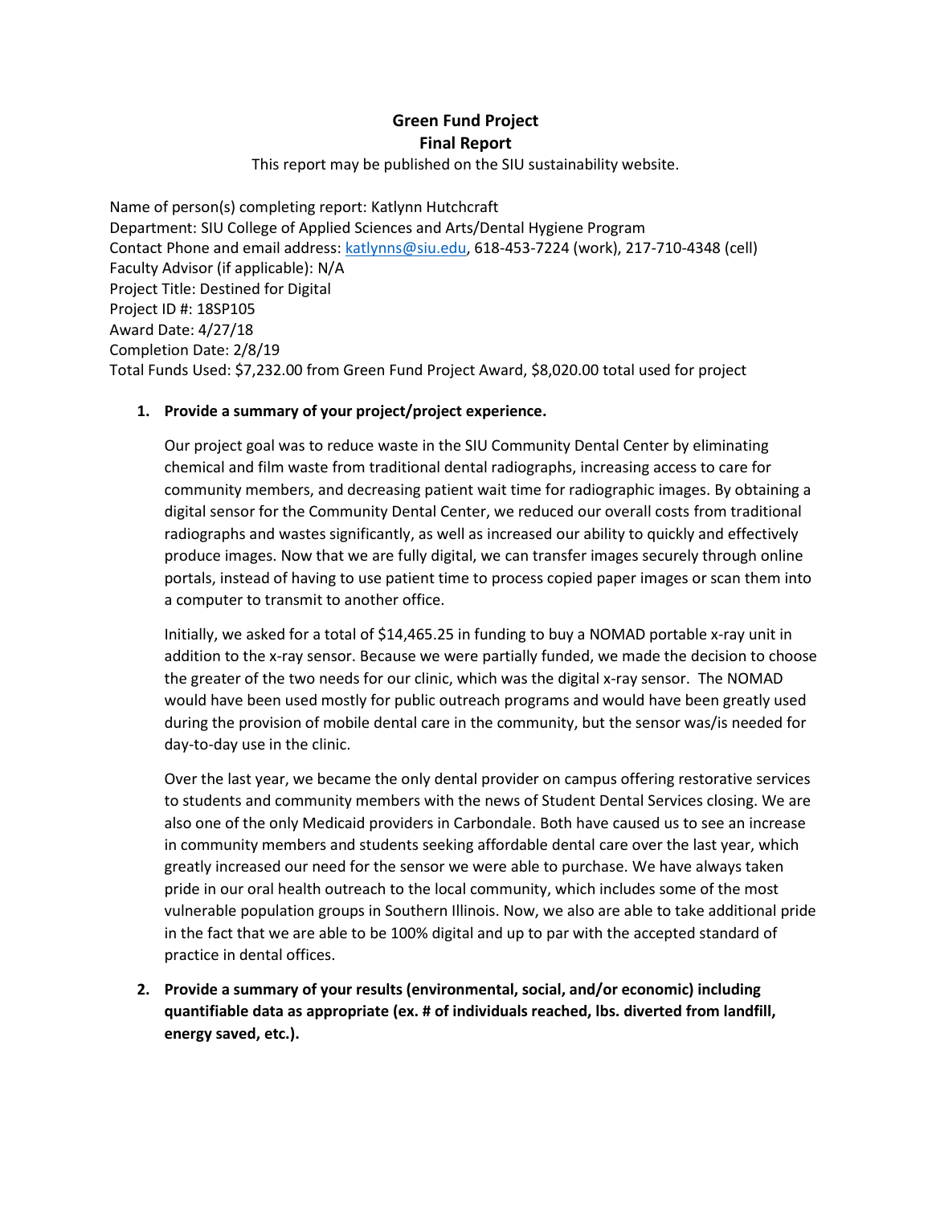# Green Fund Project
# Final Report

This report may be published on the SIU sustainability website.

Name of person(s) completing report: Katlynn Hutchcraft
Department: SIU College of Applied Sciences and Arts/Dental Hygiene Program
Contact Phone and email address: katlynns@siu.edu, 618-453-7224 (work), 217-710-4348 (cell)
Faculty Advisor (if applicable): N/A
Project Title: Destined for Digital
Project ID #: 18SP105
Award Date: 4/27/18
Completion Date: 2/8/19
Total Funds Used: $7,232.00 from Green Fund Project Award, $8,020.00 total used for project

1. **Provide a summary of your project/project experience.**

   Our project goal was to reduce waste in the SIU Community Dental Center by eliminating chemical and film waste from traditional dental radiographs, increasing access to care for community members, and decreasing patient wait time for radiographic images. By obtaining a digital sensor for the Community Dental Center, we reduced our overall costs from traditional radiographs and wastes significantly, as well as increased our ability to quickly and effectively produce images. Now that we are fully digital, we can transfer images securely through online portals, instead of having to use patient time to process copied paper images or scan them into a computer to transmit to another office.

   Initially, we asked for a total of $14,465.25 in funding to buy a NOMAD portable x-ray unit in addition to the x-ray sensor. Because we were partially funded, we made the decision to choose the greater of the two needs for our clinic, which was the digital x-ray sensor. The NOMAD would have been used mostly for public outreach programs and would have been greatly used during the provision of mobile dental care in the community, but the sensor was/is needed for day-to-day use in the clinic.

   Over the last year, we became the only dental provider on campus offering restorative services to students and community members with the news of Student Dental Services closing. We are also one of the only Medicaid providers in Carbondale. Both have caused us to see an increase in community members and students seeking affordable dental care over the last year, which greatly increased our need for the sensor we were able to purchase. We have always taken pride in our oral health outreach to the local community, which includes some of the most vulnerable population groups in Southern Illinois. Now, we also are able to take additional pride in the fact that we are able to be 100% digital and up to par with the accepted standard of practice in dental offices.

2. **Provide a summary of your results (environmental, social, and/or economic) including quantifiable data as appropriate (ex. # of individuals reached, lbs. diverted from landfill, energy saved, etc.).**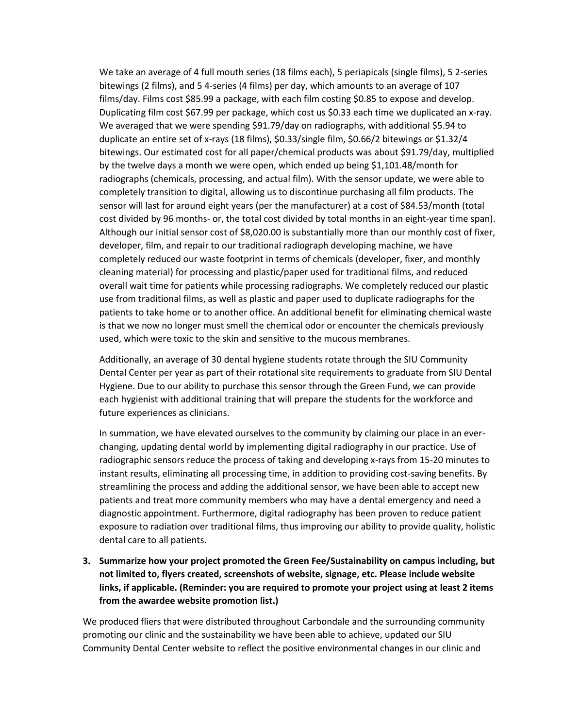We take an average of 4 full mouth series (18 films each), 5 periapicals (single films), 5 2-series bitewings (2 films), and 5 4-series (4 films) per day, which amounts to an average of 107 films/day. Films cost $85.99 a package, with each film costing $0.85 to expose and develop. Duplicating film cost $67.99 per package, which cost us $0.33 each time we duplicated an x-ray. We averaged that we were spending $91.79/day on radiographs, with additional $5.94 to duplicate an entire set of x-rays (18 films), $0.33/single film, $0.66/2 bitewings or $1.32/4 bitewings. Our estimated cost for all paper/chemical products was about $91.79/day, multiplied by the twelve days a month we were open, which ended up being $1,101.48/month for radiographs (chemicals, processing, and actual film). With the sensor update, we were able to completely transition to digital, allowing us to discontinue purchasing all film products. The sensor will last for around eight years (per the manufacturer) at a cost of $84.53/month (total cost divided by 96 months- or, the total cost divided by total months in an eight-year time span). Although our initial sensor cost of $8,020.00 is substantially more than our monthly cost of fixer, developer, film, and repair to our traditional radiograph developing machine, we have completely reduced our waste footprint in terms of chemicals (developer, fixer, and monthly cleaning material) for processing and plastic/paper used for traditional films, and reduced overall wait time for patients while processing radiographs. We completely reduced our plastic use from traditional films, as well as plastic and paper used to duplicate radiographs for the patients to take home or to another office. An additional benefit for eliminating chemical waste is that we now no longer must smell the chemical odor or encounter the chemicals previously used, which were toxic to the skin and sensitive to the mucous membranes.

Additionally, an average of 30 dental hygiene students rotate through the SIU Community Dental Center per year as part of their rotational site requirements to graduate from SIU Dental Hygiene. Due to our ability to purchase this sensor through the Green Fund, we can provide each hygienist with additional training that will prepare the students for the workforce and future experiences as clinicians.

In summation, we have elevated ourselves to the community by claiming our place in an ever-changing, updating dental world by implementing digital radiography in our practice. Use of radiographic sensors reduce the process of taking and developing x-rays from 15-20 minutes to instant results, eliminating all processing time, in addition to providing cost-saving benefits. By streamlining the process and adding the additional sensor, we have been able to accept new patients and treat more community members who may have a dental emergency and need a diagnostic appointment. Furthermore, digital radiography has been proven to reduce patient exposure to radiation over traditional films, thus improving our ability to provide quality, holistic dental care to all patients.

3. **Summarize how your project promoted the Green Fee/Sustainability on campus including, but not limited to, flyers created, screenshots of website, signage, etc. Please include website links, if applicable. (Reminder: you are required to promote your project using at least 2 items from the awardee website promotion list.)**

We produced fliers that were distributed throughout Carbondale and the surrounding community promoting our clinic and the sustainability we have been able to achieve, updated our SIU Community Dental Center website to reflect the positive environmental changes in our clinic and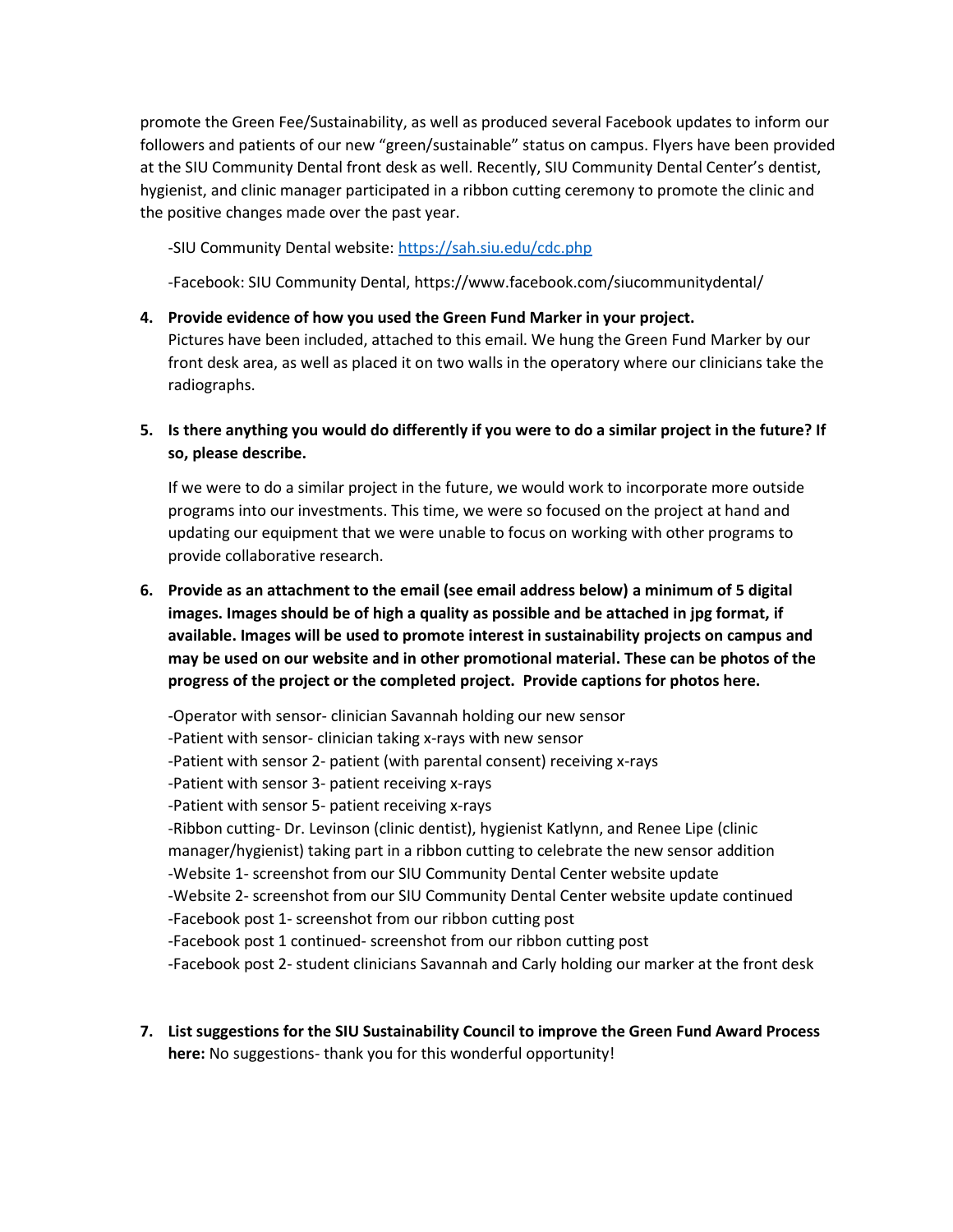promote the Green Fee/Sustainability, as well as produced several Facebook updates to inform our followers and patients of our new "green/sustainable" status on campus. Flyers have been provided at the SIU Community Dental front desk as well. Recently, SIU Community Dental Center's dentist, hygienist, and clinic manager participated in a ribbon cutting ceremony to promote the clinic and the positive changes made over the past year.

-SIU Community Dental website: https://sah.siu.edu/cdc.php

-Facebook: SIU Community Dental, https://www.facebook.com/siucommunitydental/

4. **Provide evidence of how you used the Green Fund Marker in your project.**
   Pictures have been included, attached to this email. We hung the Green Fund Marker by our front desk area, as well as placed it on two walls in the operatory where our clinicians take the radiographs.

5. **Is there anything you would do differently if you were to do a similar project in the future? If so, please describe.**

   If we were to do a similar project in the future, we would work to incorporate more outside programs into our investments. This time, we were so focused on the project at hand and updating our equipment that we were unable to focus on working with other programs to provide collaborative research.

6. **Provide as an attachment to the email (see email address below) a minimum of 5 digital images. Images should be of high a quality as possible and be attached in jpg format, if available. Images will be used to promote interest in sustainability projects on campus and may be used on our website and in other promotional material. These can be photos of the progress of the project or the completed project. Provide captions for photos here.**

   -Operator with sensor- clinician Savannah holding our new sensor
   -Patient with sensor- clinician taking x-rays with new sensor
   -Patient with sensor 2- patient (with parental consent) receiving x-rays
   -Patient with sensor 3- patient receiving x-rays
   -Patient with sensor 5- patient receiving x-rays
   -Ribbon cutting- Dr. Levinson (clinic dentist), hygienist Katlynn, and Renee Lipe (clinic manager/hygienist) taking part in a ribbon cutting to celebrate the new sensor addition
   -Website 1- screenshot from our SIU Community Dental Center website update
   -Website 2- screenshot from our SIU Community Dental Center website update continued
   -Facebook post 1- screenshot from our ribbon cutting post
   -Facebook post 1 continued- screenshot from our ribbon cutting post
   -Facebook post 2- student clinicians Savannah and Carly holding our marker at the front desk

7. **List suggestions for the SIU Sustainability Council to improve the Green Fund Award Process here:** No suggestions- thank you for this wonderful opportunity!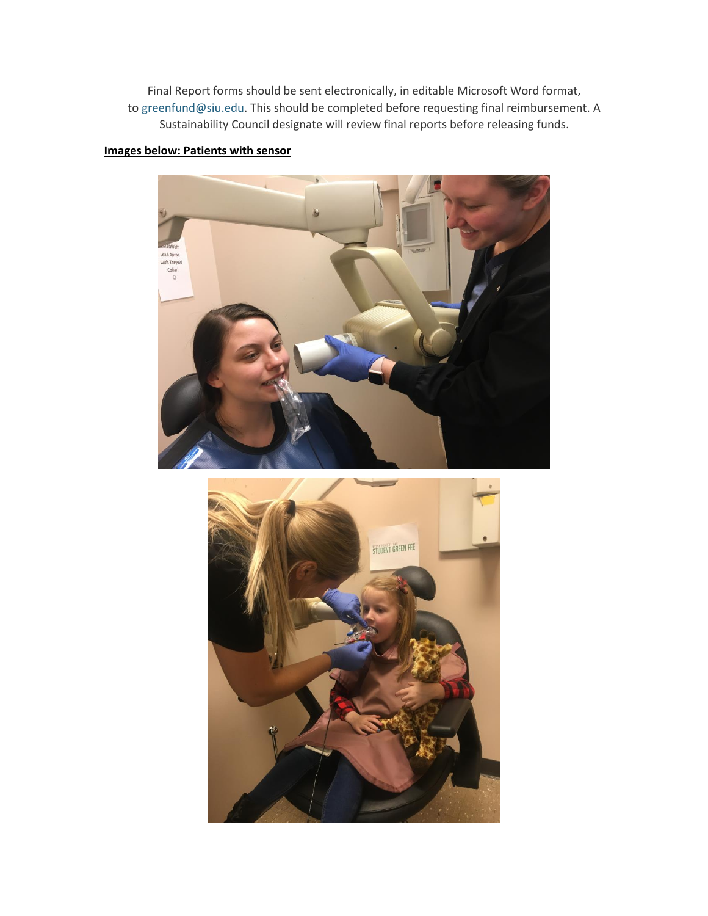Final Report forms should be sent electronically, in editable Microsoft Word format, to greenfund@siu.edu. This should be completed before requesting final reimbursement. A Sustainability Council designate will review final reports before releasing funds.

**Images below: Patients with sensor**